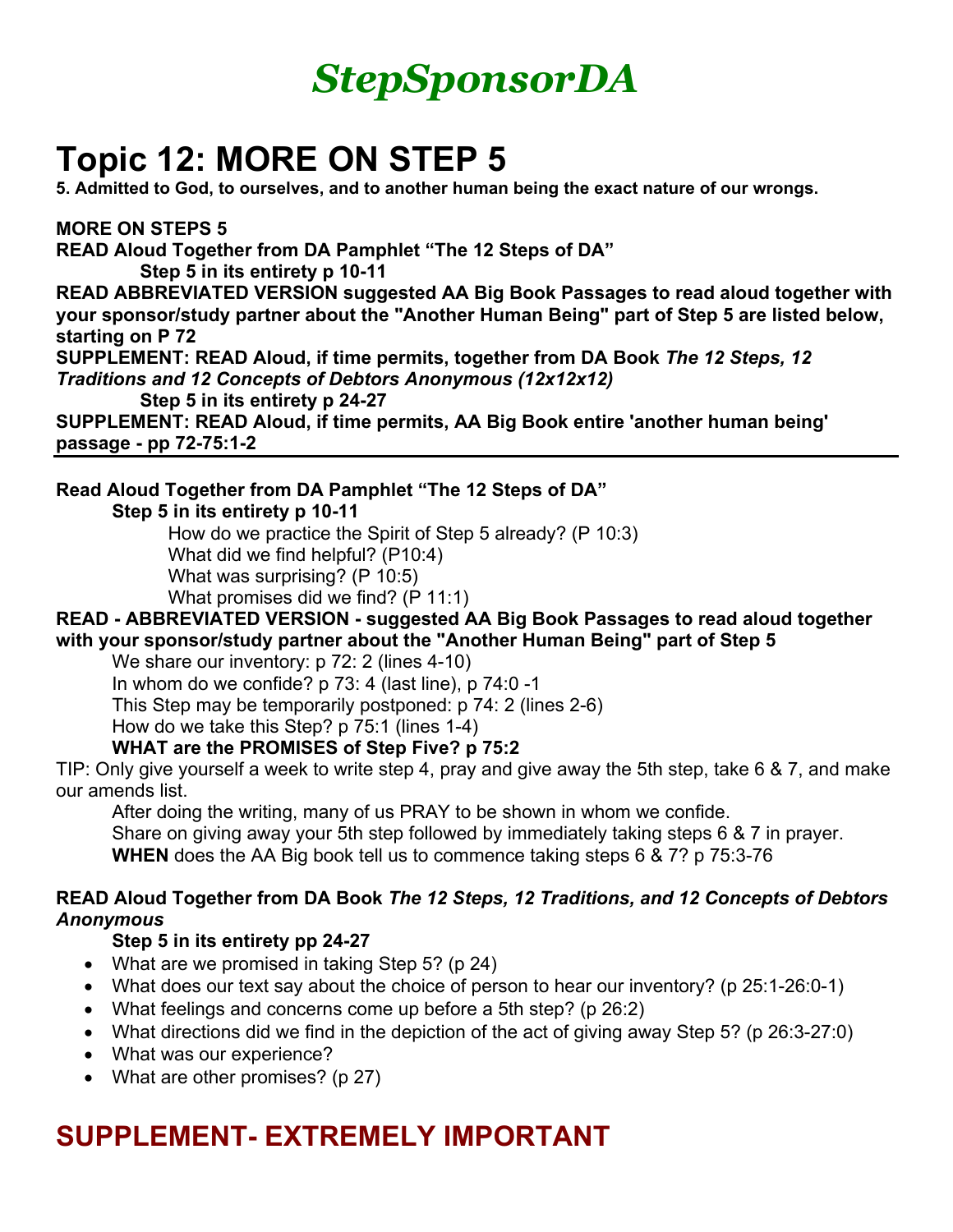# *StepSponsorDA*

# Topic 12: MORE ON STEP 5

**5. Admitted to God, to ourselves, and to another human being the exact nature of our wrongs.**

**MORE ON STEPS 5**

**READ Aloud Together from DA Pamphlet "The 12 Steps of DA"**

**Step 5 in its entirety p 10-11**

**READ ABBREVIATED VERSION suggested AA Big Book Passages to read aloud together with your sponsor/study partner about the "Another Human Being" part of Step 5 are listed below, starting on P 72**

**SUPPLEMENT: READ Aloud, if time permits, together from DA Book *The 12 Steps, 12 Traditions and 12 Concepts of Debtors Anonymous (12x12x12)***

**Step 5 in its entirety p 24-27**

**SUPPLEMENT: READ Aloud, if time permits, AA Big Book entire 'another human being' passage - pp 72-75:1-2**

---

**Read Aloud Together from DA Pamphlet "The 12 Steps of DA"**

**Step 5 in its entirety p 10-11**

How do we practice the Spirit of Step 5 already? (P 10:3)
What did we find helpful? (P10:4)
What was surprising? (P 10:5)
What promises did we find? (P 11:1)

**READ - ABBREVIATED VERSION - suggested AA Big Book Passages to read aloud together with your sponsor/study partner about the "Another Human Being" part of Step 5**

We share our inventory: p 72: 2 (lines 4-10)
In whom do we confide? p 73: 4 (last line), p 74:0 -1
This Step may be temporarily postponed: p 74: 2 (lines 2-6)
How do we take this Step? p 75:1 (lines 1-4)
**WHAT are the PROMISES of Step Five? p 75:2**

TIP: Only give yourself a week to write step 4, pray and give away the 5th step, take 6 & 7, and make our amends list.

After doing the writing, many of us PRAY to be shown in whom we confide.
Share on giving away your 5th step followed by immediately taking steps 6 & 7 in prayer.
**WHEN** does the AA Big book tell us to commence taking steps 6 & 7? p 75:3-76

**READ Aloud Together from DA Book *The 12 Steps, 12 Traditions, and 12 Concepts of Debtors Anonymous***

**Step 5 in its entirety pp 24-27**

- What are we promised in taking Step 5? (p 24)
- What does our text say about the choice of person to hear our inventory? (p 25:1-26:0-1)
- What feelings and concerns come up before a 5th step? (p 26:2)
- What directions did we find in the depiction of the act of giving away Step 5? (p 26:3-27:0)
- What was our experience?
- What are other promises? (p 27)

## SUPPLEMENT- EXTREMELY IMPORTANT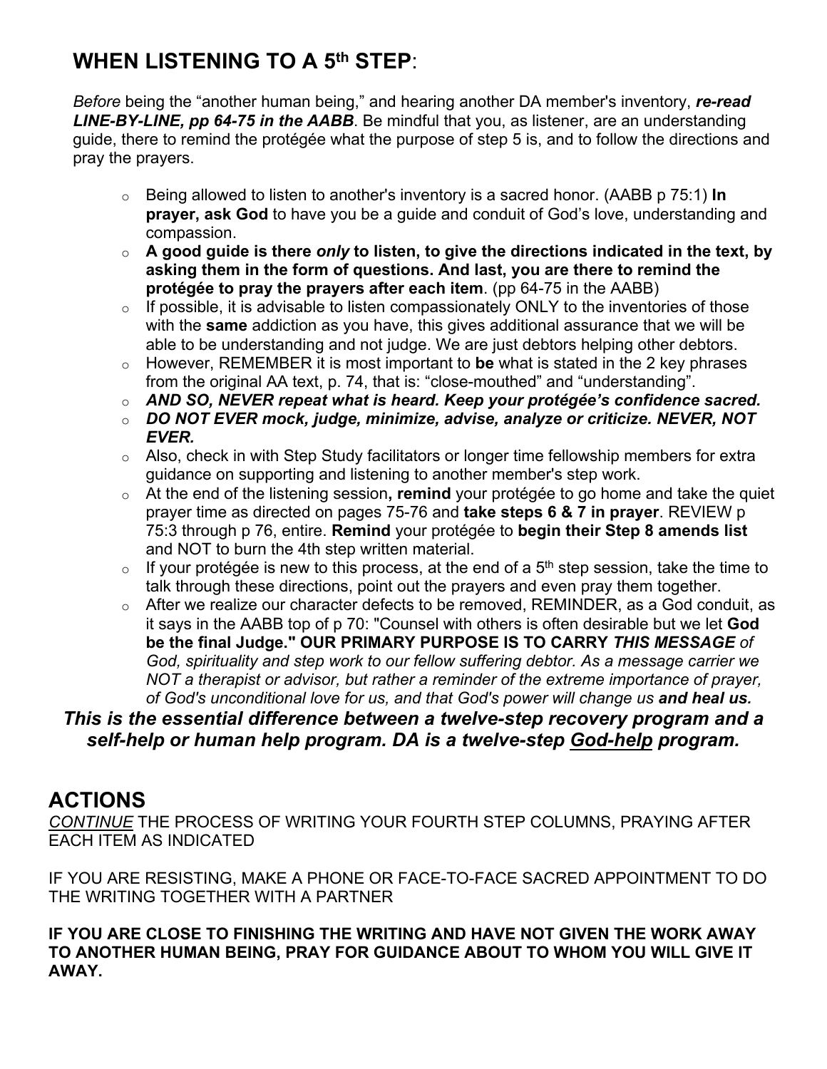## WHEN LISTENING TO A 5th STEP:

*Before* being the "another human being," and hearing another DA member's inventory, ***re-read LINE-BY-LINE, pp 64-75 in the AABB***. Be mindful that you, as listener, are an understanding guide, there to remind the protégée what the purpose of step 5 is, and to follow the directions and pray the prayers.

- Being allowed to listen to another's inventory is a sacred honor. (AABB p 75:1) **In prayer, ask God** to have you be a guide and conduit of God's love, understanding and compassion.
- **A good guide is there *only* to listen, to give the directions indicated in the text, by asking them in the form of questions. And last, you are there to remind the protégée to pray the prayers after each item**. (pp 64-75 in the AABB)
- If possible, it is advisable to listen compassionately ONLY to the inventories of those with the **same** addiction as you have, this gives additional assurance that we will be able to be understanding and not judge. We are just debtors helping other debtors.
- However, REMEMBER it is most important to **be** what is stated in the 2 key phrases from the original AA text, p. 74, that is: "close-mouthed" and "understanding".
- ***AND SO, NEVER repeat what is heard. Keep your protégée's confidence sacred.***
- ***DO NOT EVER mock, judge, minimize, advise, analyze or criticize. NEVER, NOT EVER.***
- Also, check in with Step Study facilitators or longer time fellowship members for extra guidance on supporting and listening to another member's step work.
- At the end of the listening session**, remind** your protégée to go home and take the quiet prayer time as directed on pages 75-76 and **take steps 6 & 7 in prayer**. REVIEW p 75:3 through p 76, entire. **Remind** your protégée to **begin their Step 8 amends list** and NOT to burn the 4th step written material.
- If your protégée is new to this process, at the end of a 5th step session, take the time to talk through these directions, point out the prayers and even pray them together.
- After we realize our character defects to be removed, REMINDER, as a God conduit, as it says in the AABB top of p 70: "Counsel with others is often desirable but we let **God be the final Judge." OUR PRIMARY PURPOSE IS TO CARRY *THIS MESSAGE*** *of God, spirituality and step work to our fellow suffering debtor. As a message carrier we NOT a therapist or advisor, but rather a reminder of the extreme importance of prayer, of God's unconditional love for us, and that God's power will change us* ***and heal us.***

***This is the essential difference between a twelve-step recovery program and a self-help or human help program. DA is a twelve-step God-help program.***

## ACTIONS

*CONTINUE* THE PROCESS OF WRITING YOUR FOURTH STEP COLUMNS, PRAYING AFTER EACH ITEM AS INDICATED

IF YOU ARE RESISTING, MAKE A PHONE OR FACE-TO-FACE SACRED APPOINTMENT TO DO THE WRITING TOGETHER WITH A PARTNER

**IF YOU ARE CLOSE TO FINISHING THE WRITING AND HAVE NOT GIVEN THE WORK AWAY TO ANOTHER HUMAN BEING, PRAY FOR GUIDANCE ABOUT TO WHOM YOU WILL GIVE IT AWAY.**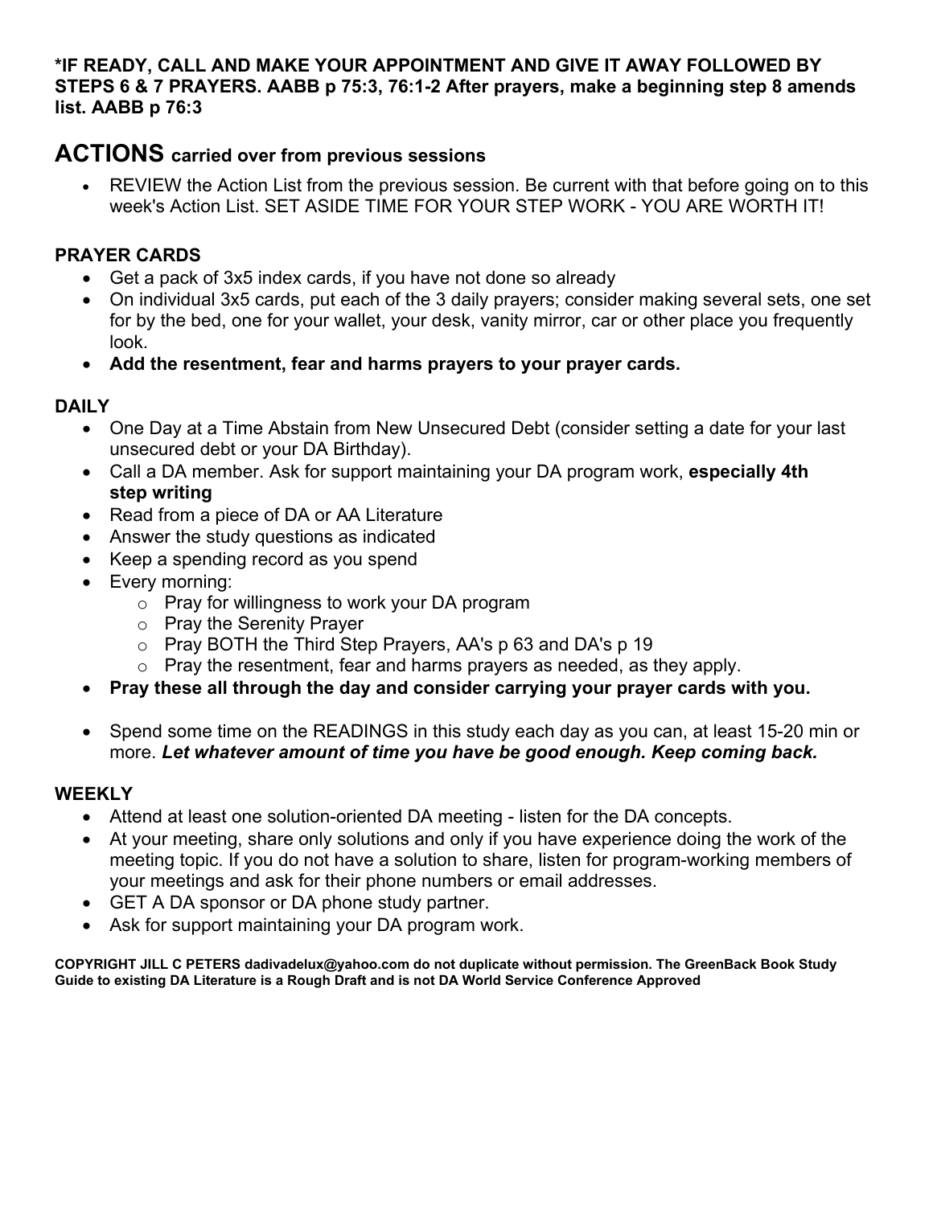**\*IF READY, CALL AND MAKE YOUR APPOINTMENT AND GIVE IT AWAY FOLLOWED BY STEPS 6 & 7 PRAYERS. AABB p 75:3, 76:1-2 After prayers, make a beginning step 8 amends list. AABB p 76:3**

## ACTIONS carried over from previous sessions

- REVIEW the Action List from the previous session. Be current with that before going on to this week's Action List. SET ASIDE TIME FOR YOUR STEP WORK - YOU ARE WORTH IT!

### PRAYER CARDS

- Get a pack of 3x5 index cards, if you have not done so already
- On individual 3x5 cards, put each of the 3 daily prayers; consider making several sets, one set for by the bed, one for your wallet, your desk, vanity mirror, car or other place you frequently look.
- **Add the resentment, fear and harms prayers to your prayer cards.**

### DAILY

- One Day at a Time Abstain from New Unsecured Debt (consider setting a date for your last unsecured debt or your DA Birthday).
- Call a DA member. Ask for support maintaining your DA program work, **especially 4th step writing**
- Read from a piece of DA or AA Literature
- Answer the study questions as indicated
- Keep a spending record as you spend
- Every morning:
  - Pray for willingness to work your DA program
  - Pray the Serenity Prayer
  - Pray BOTH the Third Step Prayers, AA's p 63 and DA's p 19
  - Pray the resentment, fear and harms prayers as needed, as they apply.
- **Pray these all through the day and consider carrying your prayer cards with you.**
- Spend some time on the READINGS in this study each day as you can, at least 15-20 min or more. ***Let whatever amount of time you have be good enough. Keep coming back.***

### WEEKLY

- Attend at least one solution-oriented DA meeting - listen for the DA concepts.
- At your meeting, share only solutions and only if you have experience doing the work of the meeting topic. If you do not have a solution to share, listen for program-working members of your meetings and ask for their phone numbers or email addresses.
- GET A DA sponsor or DA phone study partner.
- Ask for support maintaining your DA program work.

**COPYRIGHT JILL C PETERS dadivadelux@yahoo.com do not duplicate without permission. The GreenBack Book Study Guide to existing DA Literature is a Rough Draft and is not DA World Service Conference Approved**